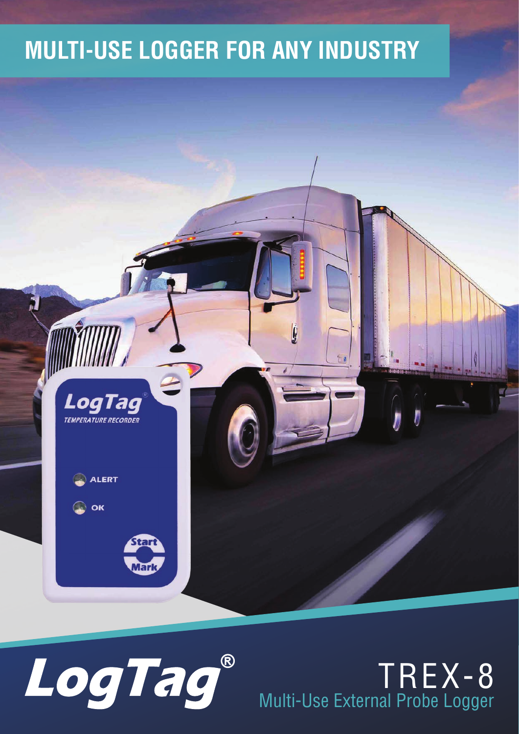# MULTI-USE LOGGER FOR ANY INDUSTRY

LogTag®

# TREX-8

## Multi-Use External Probe Logger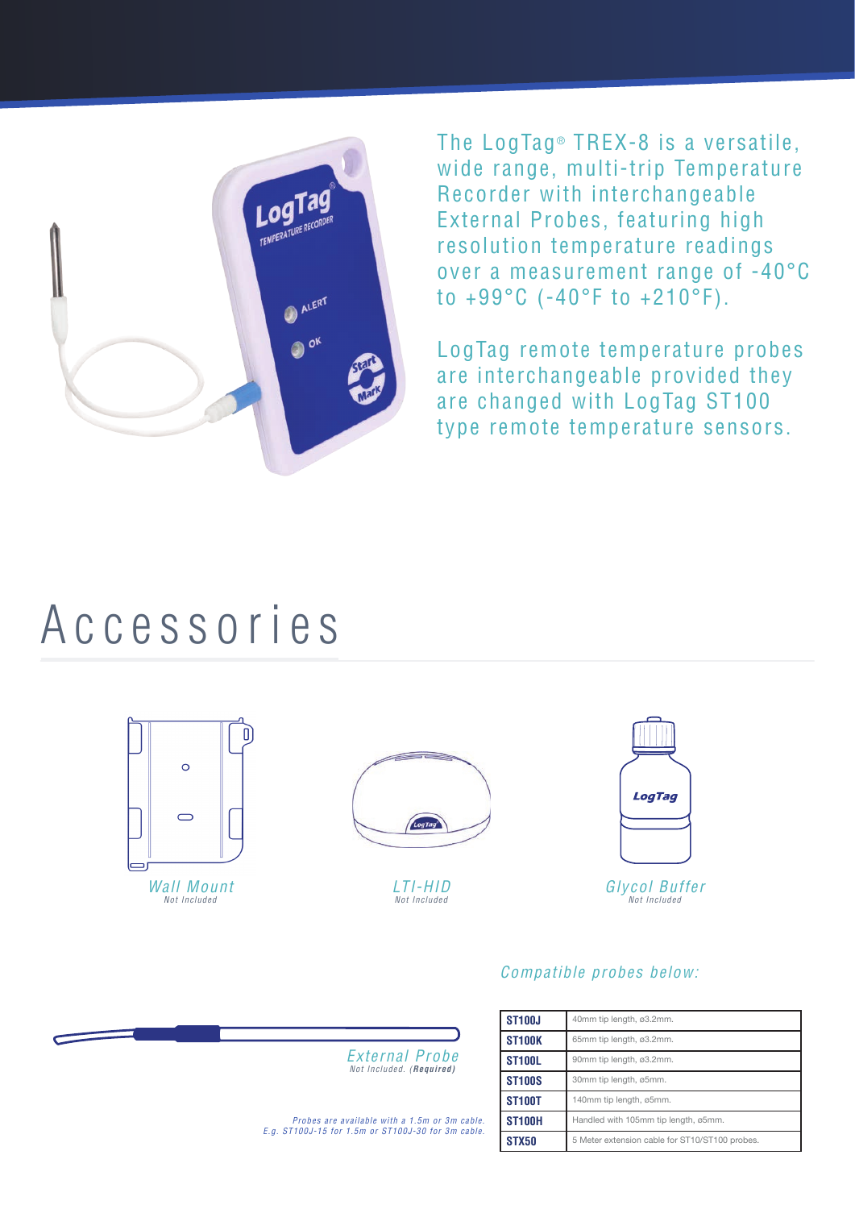The LogTag® TREX-8 is a versatile, wide range, multi-trip Temperature Recorder with interchangeable External Probes, featuring high resolution temperature readings over a measurement range of -40°C to +99°C (-40°F to +210°F).

LogTag remote temperature probes are interchangeable provided they are changed with LogTag ST100 type remote temperature sensors.

# Accessories

*Wall Mount*
*Not Included*

*LTI-HID*
*Not Included*

*Glycol Buffer*
*Not Included*

*External Probe*
*Not Included. (**Required**)*

*Probes are available with a 1.5m or 3m cable. E.g. ST100J-15 for 1.5m or ST100J-30 for 3m cable.*

*Compatible probes below:*

| | |
|---|---|
| **ST100J** | 40mm tip length, ø3.2mm. |
| **ST100K** | 65mm tip length, ø3.2mm. |
| **ST100L** | 90mm tip length, ø3.2mm. |
| **ST100S** | 30mm tip length, ø5mm. |
| **ST100T** | 140mm tip length, ø5mm. |
| **ST100H** | Handled with 105mm tip length, ø5mm. |
| **STX50** | 5 Meter extension cable for ST10/ST100 probes. |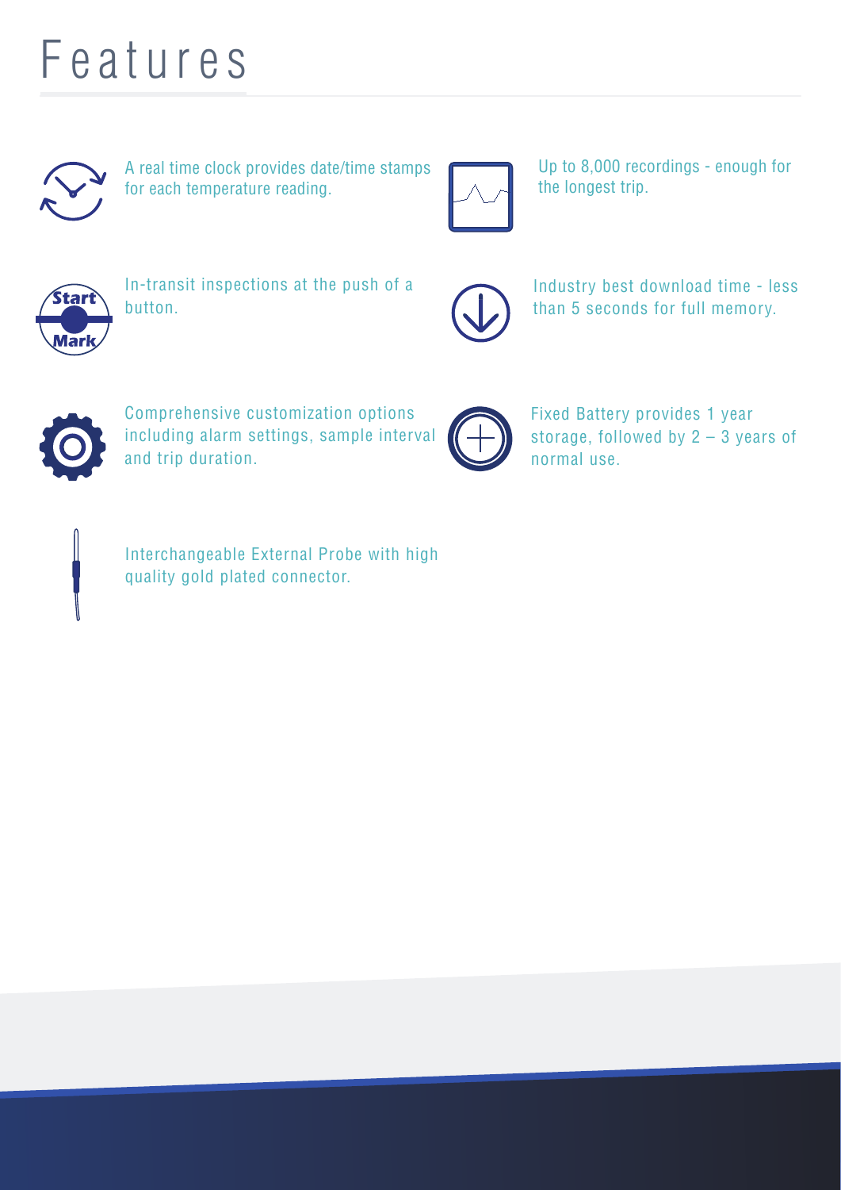# Features

A real time clock provides date/time stamps for each temperature reading.

Up to 8,000 recordings - enough for the longest trip.

In-transit inspections at the push of a button.

Industry best download time - less than 5 seconds for full memory.

Comprehensive customization options including alarm settings, sample interval and trip duration.

Fixed Battery provides 1 year storage, followed by 2 – 3 years of normal use.

Interchangeable External Probe with high quality gold plated connector.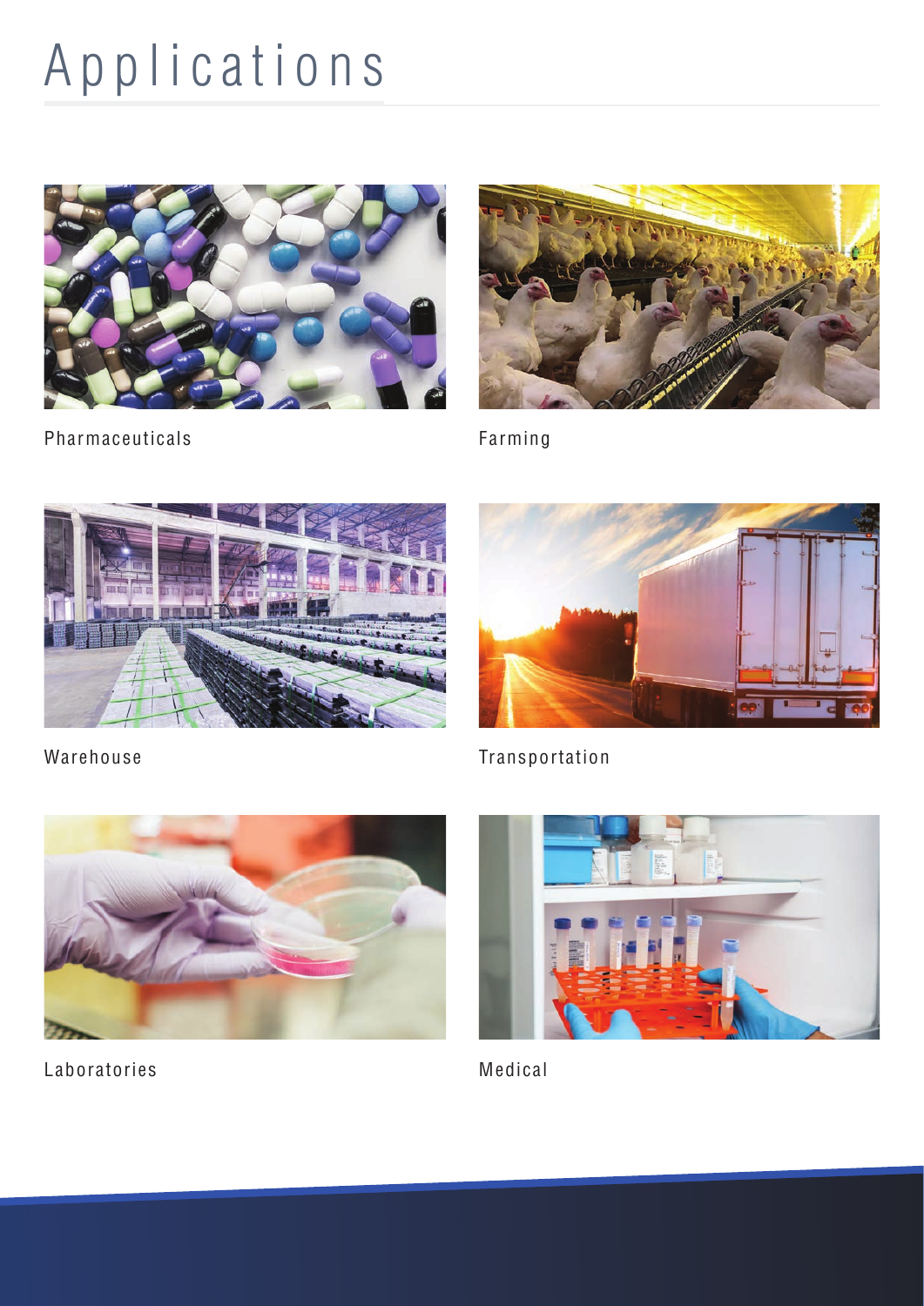# Applications

Pharmaceuticals

Farming

Warehouse

Transportation

Laboratories

Medical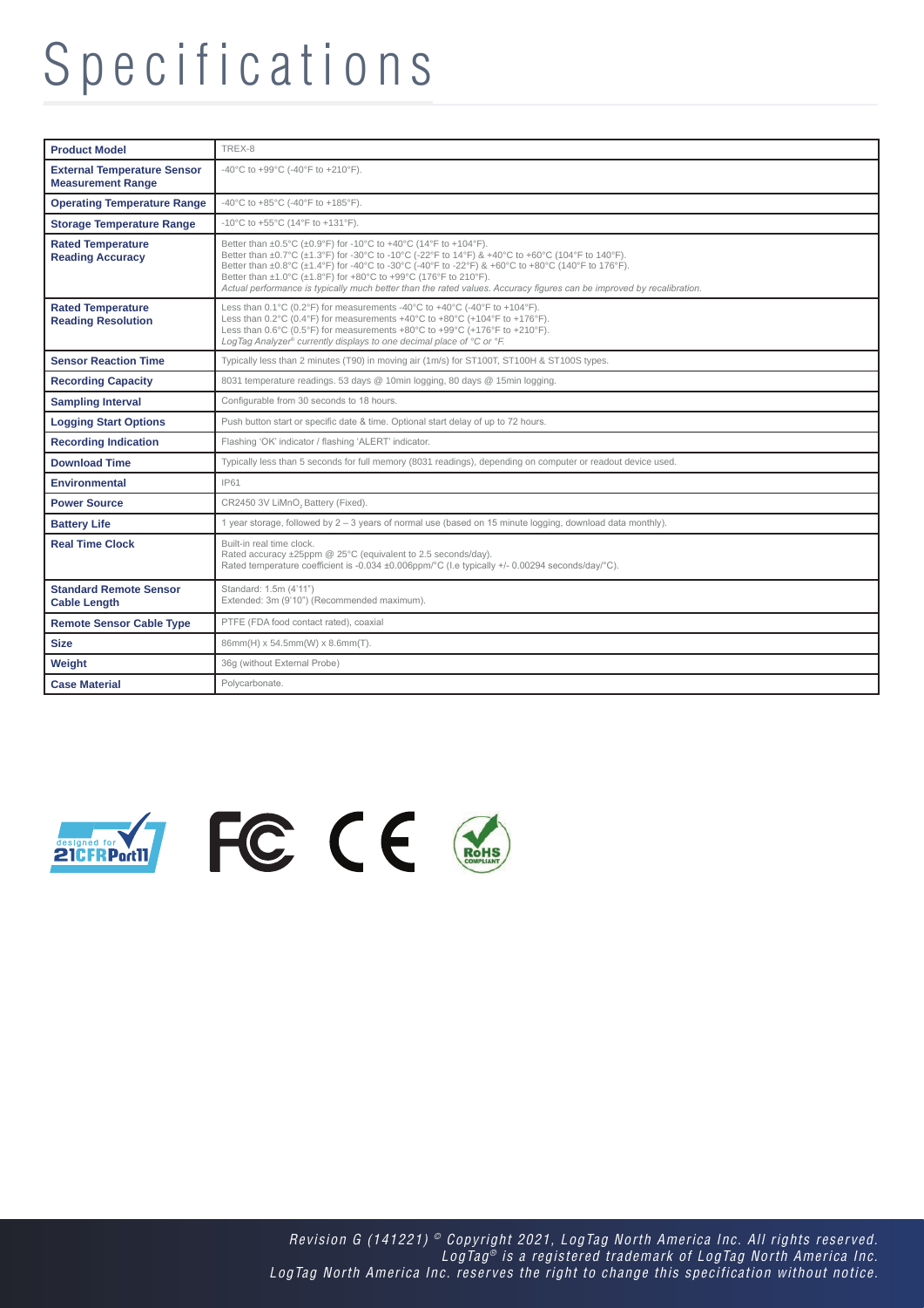# Specifications

| | |
|---|---|
| **Product Model** | TREX-8 |
| **External Temperature Sensor Measurement Range** | -40°C to +99°C (-40°F to +210°F). |
| **Operating Temperature Range** | -40°C to +85°C (-40°F to +185°F). |
| **Storage Temperature Range** | -10°C to +55°C (14°F to +131°F). |
| **Rated Temperature Reading Accuracy** | Better than ±0.5°C (±0.9°F) for -10°C to +40°C (14°F to +104°F).<br>Better than ±0.7°C (±1.3°F) for -30°C to -10°C (-22°F to 14°F) & +40°C to +60°C (104°F to 140°F).<br>Better than ±0.8°C (±1.4°F) for -40°C to -30°C (-40°F to -22°F) & +60°C to +80°C (140°F to 176°F).<br>Better than ±1.0°C (±1.8°F) for +80°C to +99°C (176°F to 210°F).<br>*Actual performance is typically much better than the rated values. Accuracy figures can be improved by recalibration.* |
| **Rated Temperature Reading Resolution** | Less than 0.1°C (0.2°F) for measurements -40°C to +40°C (-40°F to +104°F).<br>Less than 0.2°C (0.4°F) for measurements +40°C to +80°C (+104°F to +176°F).<br>Less than 0.6°C (0.5°F) for measurements +80°C to +99°C (+176°F to +210°F).<br>*LogTag Analyzer® currently displays to one decimal place of °C or °F.* |
| **Sensor Reaction Time** | Typically less than 2 minutes (T90) in moving air (1m/s) for ST100T, ST100H & ST100S types. |
| **Recording Capacity** | 8031 temperature readings. 53 days @ 10min logging, 80 days @ 15min logging. |
| **Sampling Interval** | Configurable from 30 seconds to 18 hours. |
| **Logging Start Options** | Push button start or specific date & time. Optional start delay of up to 72 hours. |
| **Recording Indication** | Flashing 'OK' indicator / flashing 'ALERT' indicator. |
| **Download Time** | Typically less than 5 seconds for full memory (8031 readings), depending on computer or readout device used. |
| **Environmental** | IP61 |
| **Power Source** | CR2450 3V $LiMnO_2$ Battery (Fixed). |
| **Battery Life** | 1 year storage, followed by 2 – 3 years of normal use (based on 15 minute logging, download data monthly). |
| **Real Time Clock** | Built-in real time clock.<br>Rated accuracy ±25ppm @ 25°C (equivalent to 2.5 seconds/day).<br>Rated temperature coefficient is -0.034 ±0.006ppm/°C (I.e typically +/- 0.00294 seconds/day/°C). |
| **Standard Remote Sensor Cable Length** | Standard: 1.5m (4'11")<br>Extended: 3m (9'10") (Recommended maximum). |
| **Remote Sensor Cable Type** | PTFE (FDA food contact rated), coaxial |
| **Size** | 86mm(H) x 54.5mm(W) x 8.6mm(T). |
| **Weight** | 36g (without External Probe) |
| **Case Material** | Polycarbonate. |

designed for 21CFRPart11

FC CE RoHS COMPLIANT

*Revision G (141221) © Copyright 2021, LogTag North America Inc. All rights reserved.*
*LogTag® is a registered trademark of LogTag North America Inc.*
*LogTag North America Inc. reserves the right to change this specification without notice.*